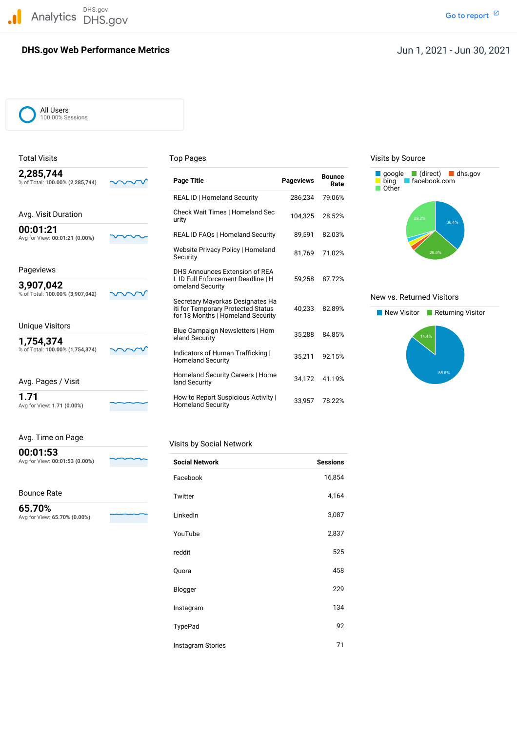Analytics DHS.gov DHS.gov

Go to report

# DHS.gov Web Performance Metrics

Jun 1, 2021 - Jun 30, 2021

All Users
100.00% Sessions

## Total Visits

**2,285,744**
% of Total: **100.00% (2,285,744)**

## Avg. Visit Duration

**00:01:21**
Avg for View: **00:01:21 (0.00%)**

## Pageviews

**3,907,042**
% of Total: **100.00% (3,907,042)**

## Unique Visitors

**1,754,374**
% of Total: **100.00% (1,754,374)**

## Avg. Pages / Visit

**1.71**
Avg for View: **1.71 (0.00%)**

## Avg. Time on Page

**00:01:53**
Avg for View: **00:01:53 (0.00%)**

## Bounce Rate

**65.70%**
Avg for View: **65.70% (0.00%)**

## Top Pages

| Page Title | Pageviews | Bounce Rate |
|---|---|---|
| REAL ID \| Homeland Security | 286,234 | 79.06% |
| Check Wait Times \| Homeland Security | 104,325 | 28.52% |
| REAL ID FAQs \| Homeland Security | 89,591 | 82.03% |
| Website Privacy Policy \| Homeland Security | 81,769 | 71.02% |
| DHS Announces Extension of REAL ID Full Enforcement Deadline \| Homeland Security | 59,258 | 87.72% |
| Secretary Mayorkas Designates Haiti for Temporary Protected Status for 18 Months \| Homeland Security | 40,233 | 82.89% |
| Blue Campaign Newsletters \| Homeland Security | 35,288 | 84.85% |
| Indicators of Human Trafficking \| Homeland Security | 35,211 | 92.15% |
| Homeland Security Careers \| Homeland Security | 34,172 | 41.19% |
| How to Report Suspicious Activity \| Homeland Security | 33,957 | 78.22% |

## Visits by Social Network

| Social Network | Sessions |
|---|---|
| Facebook | 16,854 |
| Twitter | 4,164 |
| LinkedIn | 3,087 |
| YouTube | 2,837 |
| reddit | 525 |
| Quora | 458 |
| Blogger | 229 |
| Instagram | 134 |
| TypePad | 92 |
| Instagram Stories | 71 |

## Visits by Source

google
(direct)
dhs.gov
bing
facebook.com
Other

36.4%
26.6%
29.2%

## New vs. Returned Visitors

New Visitor
Returning Visitor

85.6%
14.4%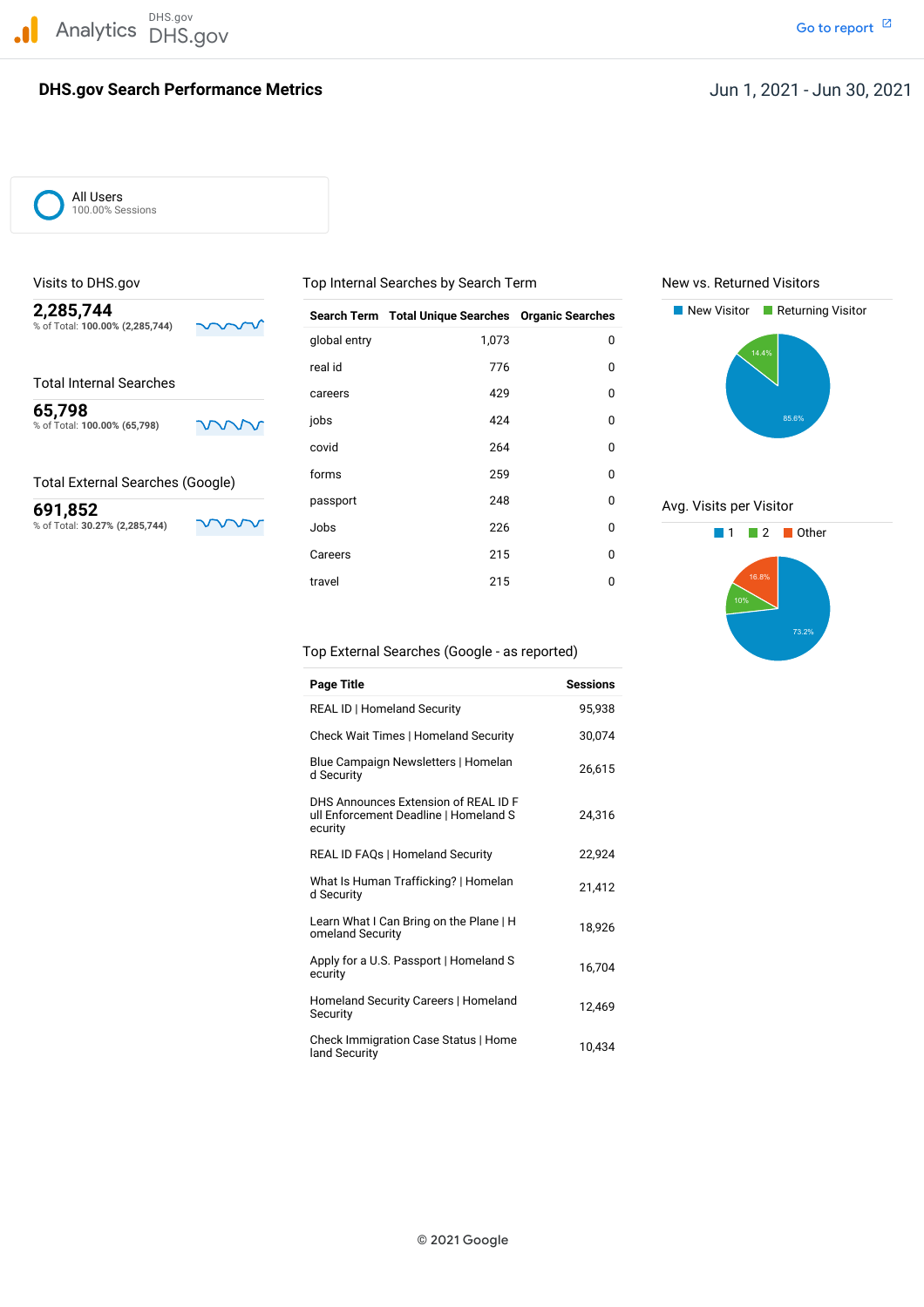Analytics DHS.gov DHS.gov

Go to report

# DHS.gov Search Performance Metrics

Jun 1, 2021 - Jun 30, 2021

All Users
100.00% Sessions

## Visits to DHS.gov

**2,285,744**
% of Total: **100.00% (2,285,744)**

## Total Internal Searches

**65,798**
% of Total: **100.00% (65,798)**

## Total External Searches (Google)

**691,852**
% of Total: **30.27% (2,285,744)**

## Top Internal Searches by Search Term

| Search Term | Total Unique Searches | Organic Searches |
|---|---|---|
| global entry | 1,073 | 0 |
| real id | 776 | 0 |
| careers | 429 | 0 |
| jobs | 424 | 0 |
| covid | 264 | 0 |
| forms | 259 | 0 |
| passport | 248 | 0 |
| Jobs | 226 | 0 |
| Careers | 215 | 0 |
| travel | 215 | 0 |

## New vs. Returned Visitors

New Visitor
Returning Visitor
14.4%
85.6%

## Avg. Visits per Visitor

1
2
Other
16.8%
10%
73.2%

## Top External Searches (Google - as reported)

| Page Title | Sessions |
|---|---|
| REAL ID \| Homeland Security | 95,938 |
| Check Wait Times \| Homeland Security | 30,074 |
| Blue Campaign Newsletters \| Homeland Security | 26,615 |
| DHS Announces Extension of REAL ID Full Enforcement Deadline \| Homeland Security | 24,316 |
| REAL ID FAQs \| Homeland Security | 22,924 |
| What Is Human Trafficking? \| Homeland Security | 21,412 |
| Learn What I Can Bring on the Plane \| Homeland Security | 18,926 |
| Apply for a U.S. Passport \| Homeland Security | 16,704 |
| Homeland Security Careers \| Homeland Security | 12,469 |
| Check Immigration Case Status \| Homeland Security | 10,434 |

© 2021 Google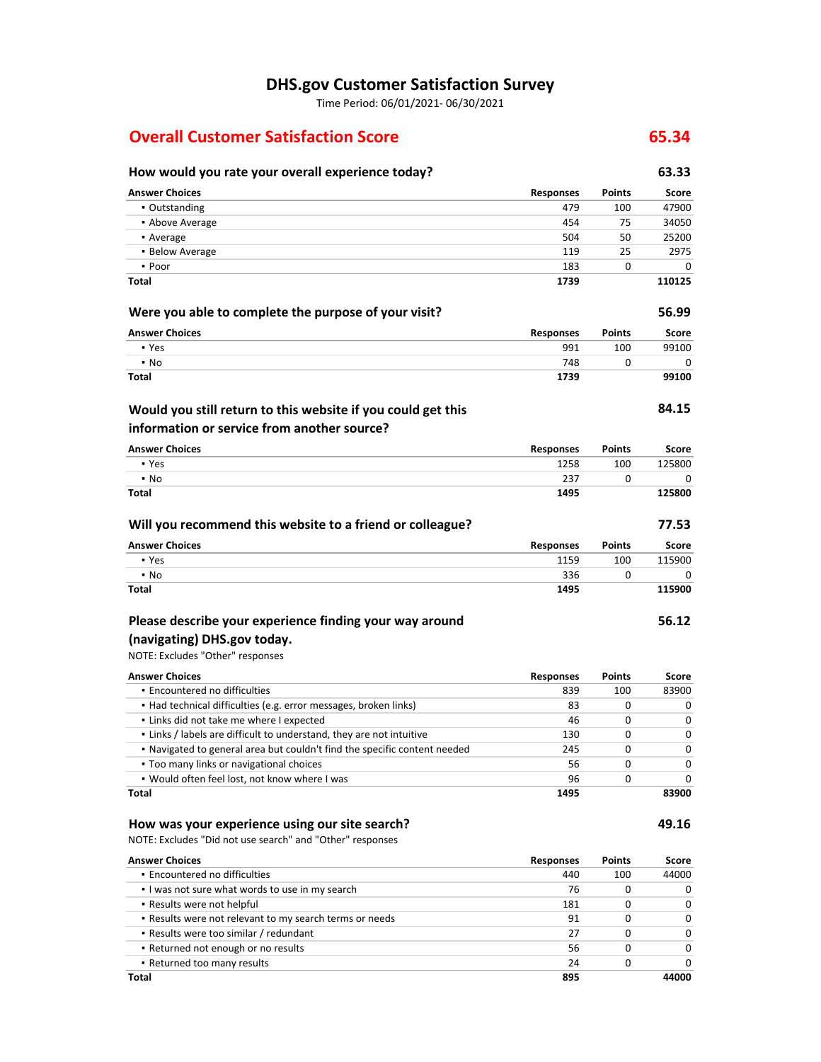# DHS.gov Customer Satisfaction Survey

Time Period: 06/01/2021- 06/30/2021

## Overall Customer Satisfaction Score 65.34

### How would you rate your overall experience today? 63.33

| Answer Choices | Responses | Points | Score |
|---|---|---|---|
| ▪ Outstanding | 479 | 100 | 47900 |
| ▪ Above Average | 454 | 75 | 34050 |
| ▪ Average | 504 | 50 | 25200 |
| ▪ Below Average | 119 | 25 | 2975 |
| ▪ Poor | 183 | 0 | 0 |
| **Total** | **1739** | | **110125** |

### Were you able to complete the purpose of your visit? 56.99

| Answer Choices | Responses | Points | Score |
|---|---|---|---|
| ▪ Yes | 991 | 100 | 99100 |
| ▪ No | 748 | 0 | 0 |
| **Total** | **1739** | | **99100** |

### Would you still return to this website if you could get this information or service from another source? 84.15

| Answer Choices | Responses | Points | Score |
|---|---|---|---|
| ▪ Yes | 1258 | 100 | 125800 |
| ▪ No | 237 | 0 | 0 |
| **Total** | **1495** | | **125800** |

### Will you recommend this website to a friend or colleague? 77.53

| Answer Choices | Responses | Points | Score |
|---|---|---|---|
| ▪ Yes | 1159 | 100 | 115900 |
| ▪ No | 336 | 0 | 0 |
| **Total** | **1495** | | **115900** |

### Please describe your experience finding your way around (navigating) DHS.gov today. 56.12

NOTE: Excludes "Other" responses

| Answer Choices | Responses | Points | Score |
|---|---|---|---|
| ▪ Encountered no difficulties | 839 | 100 | 83900 |
| ▪ Had technical difficulties (e.g. error messages, broken links) | 83 | 0 | 0 |
| ▪ Links did not take me where I expected | 46 | 0 | 0 |
| ▪ Links / labels are difficult to understand, they are not intuitive | 130 | 0 | 0 |
| ▪ Navigated to general area but couldn't find the specific content needed | 245 | 0 | 0 |
| ▪ Too many links or navigational choices | 56 | 0 | 0 |
| ▪ Would often feel lost, not know where I was | 96 | 0 | 0 |
| **Total** | **1495** | | **83900** |

### How was your experience using our site search? 49.16

NOTE: Excludes "Did not use search" and "Other" responses

| Answer Choices | Responses | Points | Score |
|---|---|---|---|
| ▪ Encountered no difficulties | 440 | 100 | 44000 |
| ▪ I was not sure what words to use in my search | 76 | 0 | 0 |
| ▪ Results were not helpful | 181 | 0 | 0 |
| ▪ Results were not relevant to my search terms or needs | 91 | 0 | 0 |
| ▪ Results were too similar / redundant | 27 | 0 | 0 |
| ▪ Returned not enough or no results | 56 | 0 | 0 |
| ▪ Returned too many results | 24 | 0 | 0 |
| **Total** | **895** | | **44000** |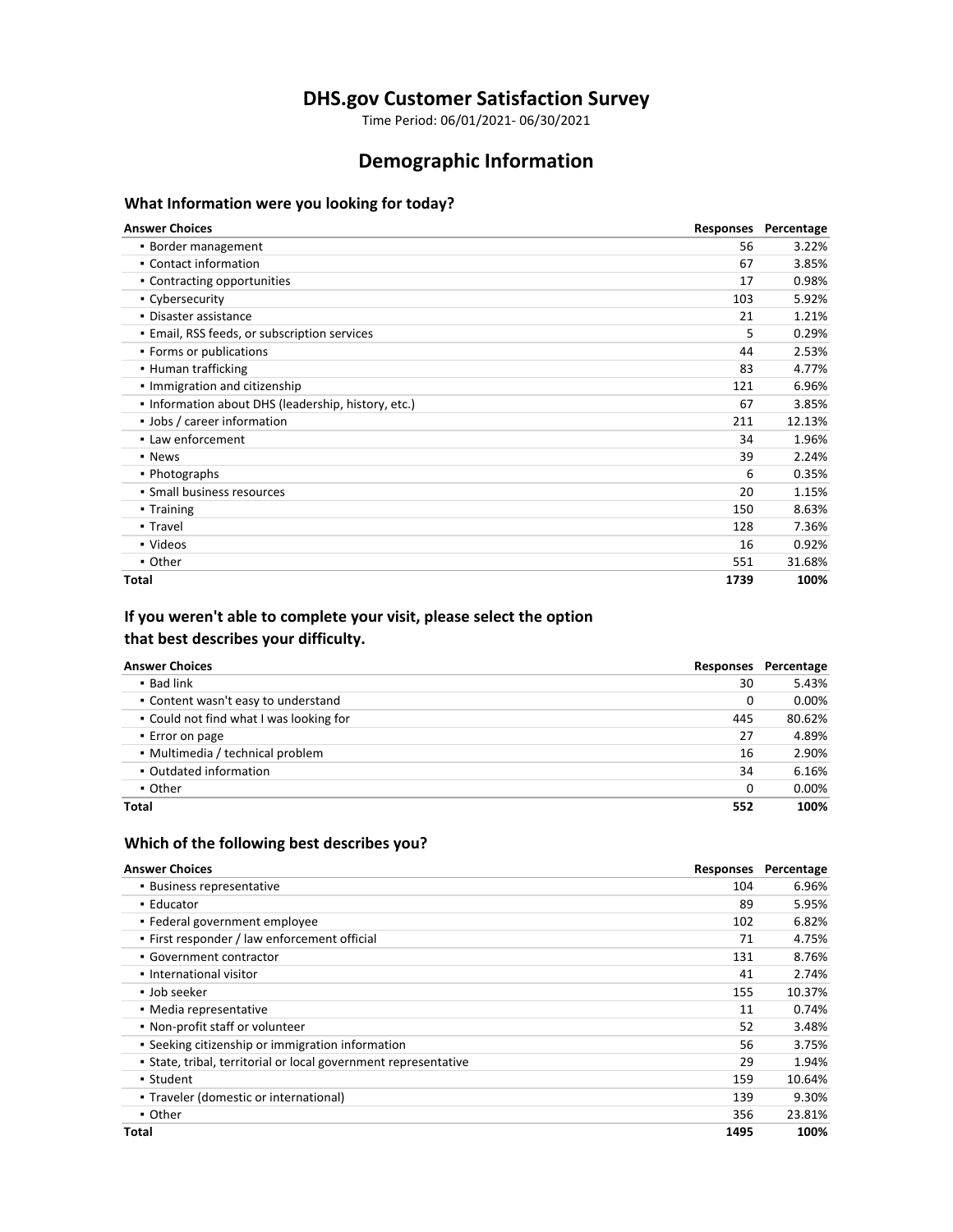# DHS.gov Customer Satisfaction Survey

Time Period: 06/01/2021- 06/30/2021

## Demographic Information

### What Information were you looking for today?

| Answer Choices | Responses | Percentage |
|---|---|---|
| ▪ Border management | 56 | 3.22% |
| ▪ Contact information | 67 | 3.85% |
| ▪ Contracting opportunities | 17 | 0.98% |
| ▪ Cybersecurity | 103 | 5.92% |
| ▪ Disaster assistance | 21 | 1.21% |
| ▪ Email, RSS feeds, or subscription services | 5 | 0.29% |
| ▪ Forms or publications | 44 | 2.53% |
| ▪ Human trafficking | 83 | 4.77% |
| ▪ Immigration and citizenship | 121 | 6.96% |
| ▪ Information about DHS (leadership, history, etc.) | 67 | 3.85% |
| ▪ Jobs / career information | 211 | 12.13% |
| ▪ Law enforcement | 34 | 1.96% |
| ▪ News | 39 | 2.24% |
| ▪ Photographs | 6 | 0.35% |
| ▪ Small business resources | 20 | 1.15% |
| ▪ Training | 150 | 8.63% |
| ▪ Travel | 128 | 7.36% |
| ▪ Videos | 16 | 0.92% |
| ▪ Other | 551 | 31.68% |
| **Total** | **1739** | **100%** |

### If you weren't able to complete your visit, please select the option that best describes your difficulty.

| Answer Choices | Responses | Percentage |
|---|---|---|
| ▪ Bad link | 30 | 5.43% |
| ▪ Content wasn't easy to understand | 0 | 0.00% |
| ▪ Could not find what I was looking for | 445 | 80.62% |
| ▪ Error on page | 27 | 4.89% |
| ▪ Multimedia / technical problem | 16 | 2.90% |
| ▪ Outdated information | 34 | 6.16% |
| ▪ Other | 0 | 0.00% |
| **Total** | **552** | **100%** |

### Which of the following best describes you?

| Answer Choices | Responses | Percentage |
|---|---|---|
| ▪ Business representative | 104 | 6.96% |
| ▪ Educator | 89 | 5.95% |
| ▪ Federal government employee | 102 | 6.82% |
| ▪ First responder / law enforcement official | 71 | 4.75% |
| ▪ Government contractor | 131 | 8.76% |
| ▪ International visitor | 41 | 2.74% |
| ▪ Job seeker | 155 | 10.37% |
| ▪ Media representative | 11 | 0.74% |
| ▪ Non-profit staff or volunteer | 52 | 3.48% |
| ▪ Seeking citizenship or immigration information | 56 | 3.75% |
| ▪ State, tribal, territorial or local government representative | 29 | 1.94% |
| ▪ Student | 159 | 10.64% |
| ▪ Traveler (domestic or international) | 139 | 9.30% |
| ▪ Other | 356 | 23.81% |
| **Total** | **1495** | **100%** |